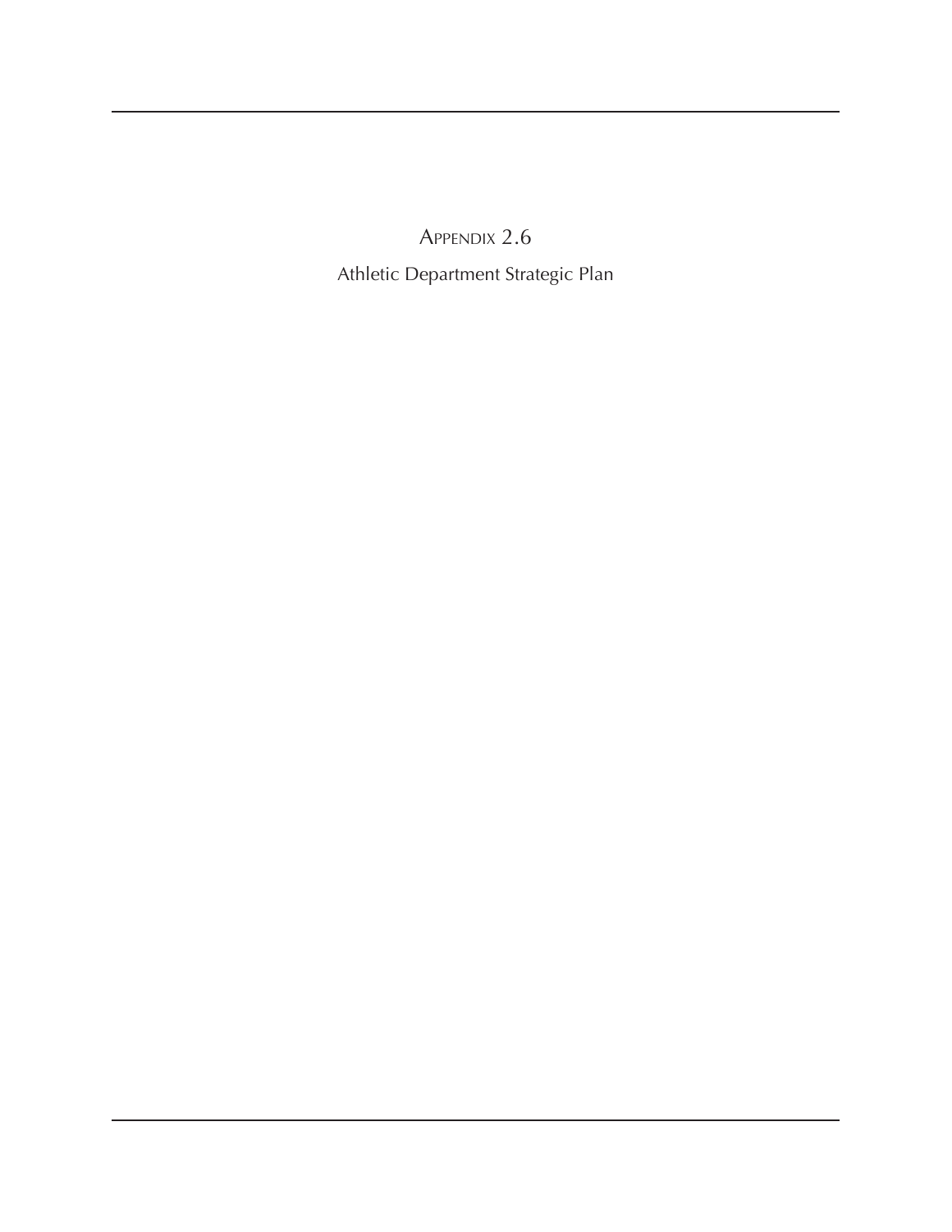# Appendix 2.6

## Athletic Department Strategic Plan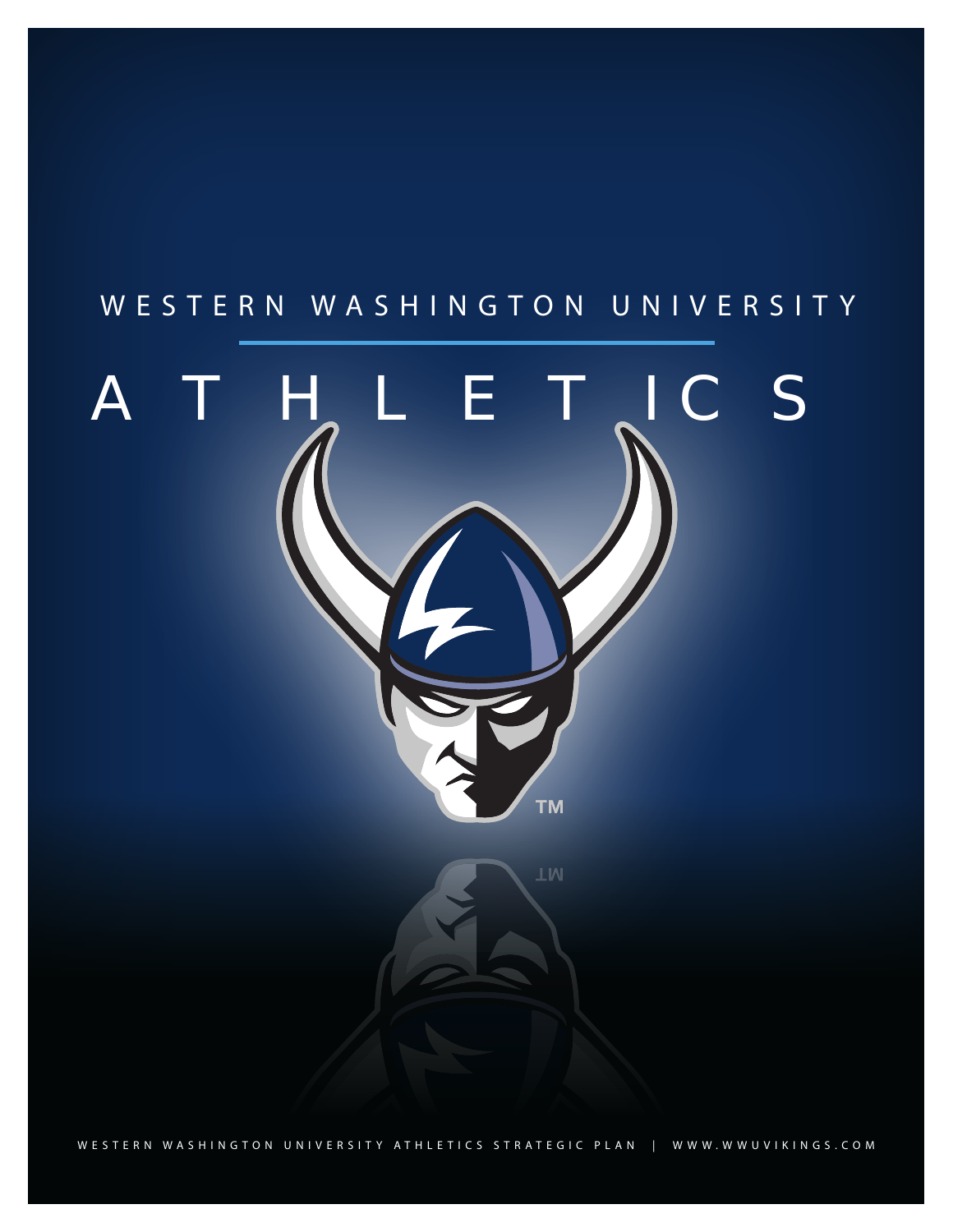WESTERN WASHINGTON UNIVERSITY

# ATHLETICS

WESTERN WASHINGTON UNIVERSITY ATHLETICS STRATEGIC PLAN | WWW.WWUVIKINGS.COM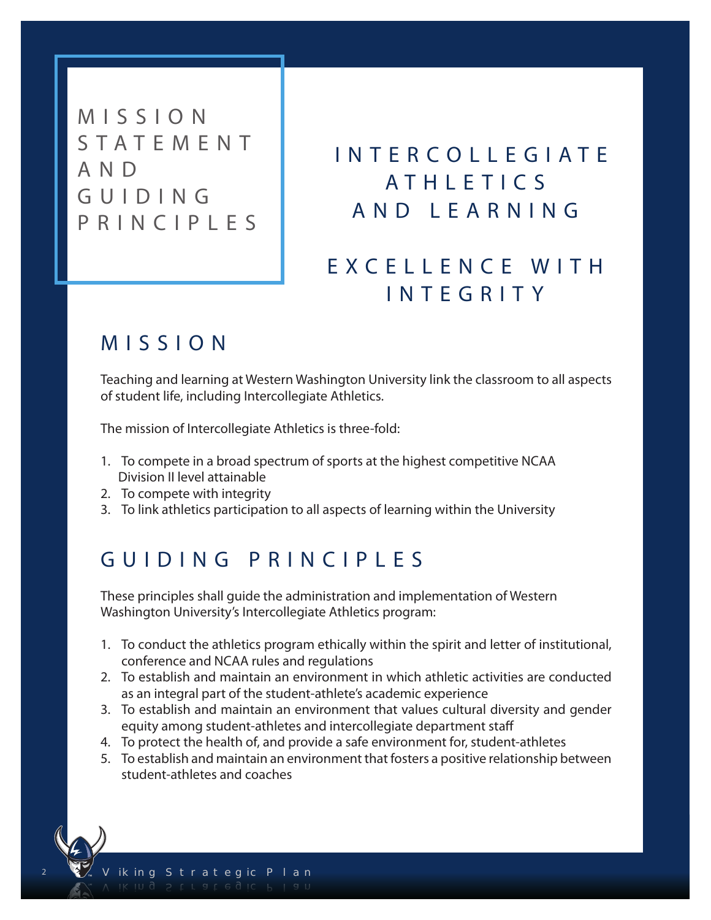# MISSION STATEMENT AND GUIDING PRINCIPLES

## INTERCOLLEGIATE ATHLETICS AND LEARNING

## EXCELLENCE WITH INTEGRITY

## MISSION

Teaching and learning at Western Washington University link the classroom to all aspects of student life, including Intercollegiate Athletics.

The mission of Intercollegiate Athletics is three-fold:

1. To compete in a broad spectrum of sports at the highest competitive NCAA Division II level attainable
2. To compete with integrity
3. To link athletics participation to all aspects of learning within the University

## GUIDING PRINCIPLES

These principles shall guide the administration and implementation of Western Washington University's Intercollegiate Athletics program:

1. To conduct the athletics program ethically within the spirit and letter of institutional, conference and NCAA rules and regulations
2. To establish and maintain an environment in which athletic activities are conducted as an integral part of the student-athlete's academic experience
3. To establish and maintain an environment that values cultural diversity and gender equity among student-athletes and intercollegiate department staff
4. To protect the health of, and provide a safe environment for, student-athletes
5. To establish and maintain an environment that fosters a positive relationship between student-athletes and coaches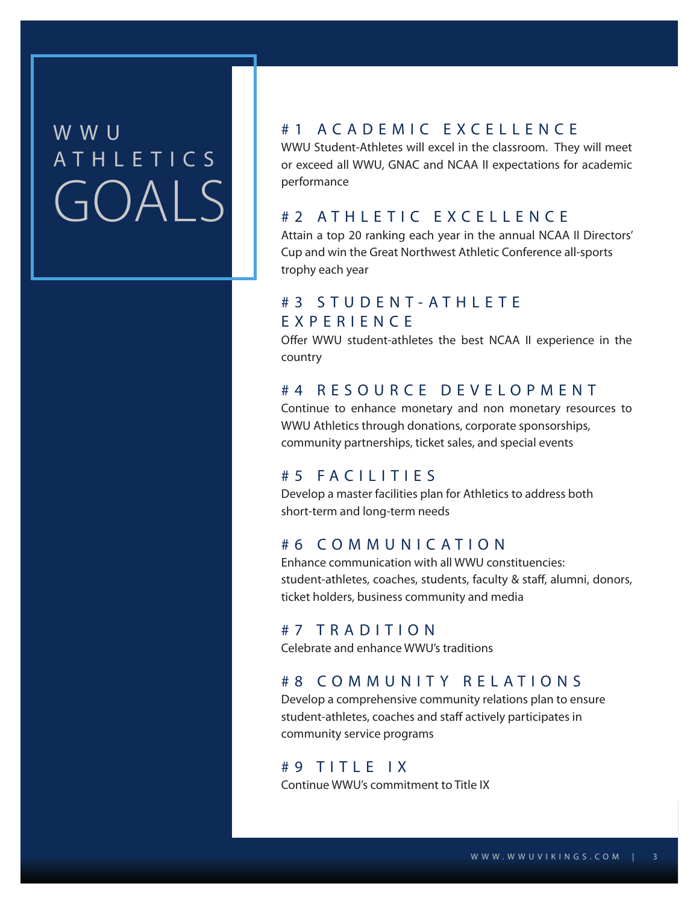# WWU ATHLETICS GOALS

## #1 ACADEMIC EXCELLENCE

WWU Student-Athletes will excel in the classroom. They will meet or exceed all WWU, GNAC and NCAA II expectations for academic performance

## #2 ATHLETIC EXCELLENCE

Attain a top 20 ranking each year in the annual NCAA II Directors' Cup and win the Great Northwest Athletic Conference all-sports trophy each year

## #3 STUDENT-ATHLETE EXPERIENCE

Offer WWU student-athletes the best NCAA II experience in the country

## #4 RESOURCE DEVELOPMENT

Continue to enhance monetary and non monetary resources to WWU Athletics through donations, corporate sponsorships, community partnerships, ticket sales, and special events

## #5 FACILITIES

Develop a master facilities plan for Athletics to address both short-term and long-term needs

## #6 COMMUNICATION

Enhance communication with all WWU constituencies: student-athletes, coaches, students, faculty & staff, alumni, donors, ticket holders, business community and media

## #7 TRADITION

Celebrate and enhance WWU's traditions

## #8 COMMUNITY RELATIONS

Develop a comprehensive community relations plan to ensure student-athletes, coaches and staff actively participates in community service programs

## #9 TITLE IX

Continue WWU's commitment to Title IX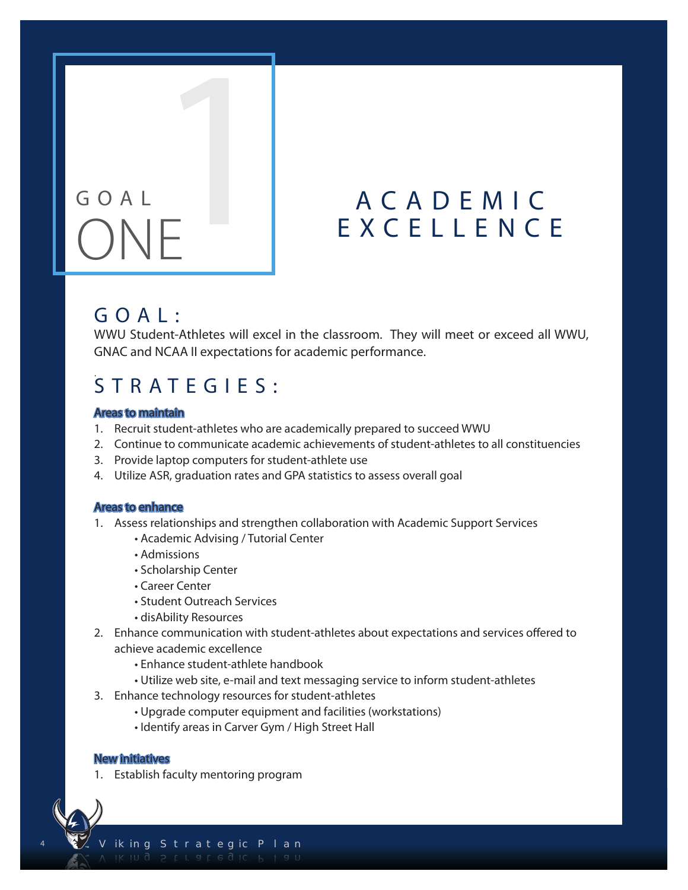# GOAL ONE

# ACADEMIC EXCELLENCE

## GOAL:

WWU Student-Athletes will excel in the classroom. They will meet or exceed all WWU, GNAC and NCAA II expectations for academic performance.

## STRATEGIES:

**Areas to maintain**

1. Recruit student-athletes who are academically prepared to succeed WWU
2. Continue to communicate academic achievements of student-athletes to all constituencies
3. Provide laptop computers for student-athlete use
4. Utilize ASR, graduation rates and GPA statistics to assess overall goal

**Areas to enhance**

1. Assess relationships and strengthen collaboration with Academic Support Services
   - Academic Advising / Tutorial Center
   - Admissions
   - Scholarship Center
   - Career Center
   - Student Outreach Services
   - disAbility Resources
2. Enhance communication with student-athletes about expectations and services offered to achieve academic excellence
   - Enhance student-athlete handbook
   - Utilize web site, e-mail and text messaging service to inform student-athletes
3. Enhance technology resources for student-athletes
   - Upgrade computer equipment and facilities (workstations)
   - Identify areas in Carver Gym / High Street Hall

**New initiatives**

1. Establish faculty mentoring program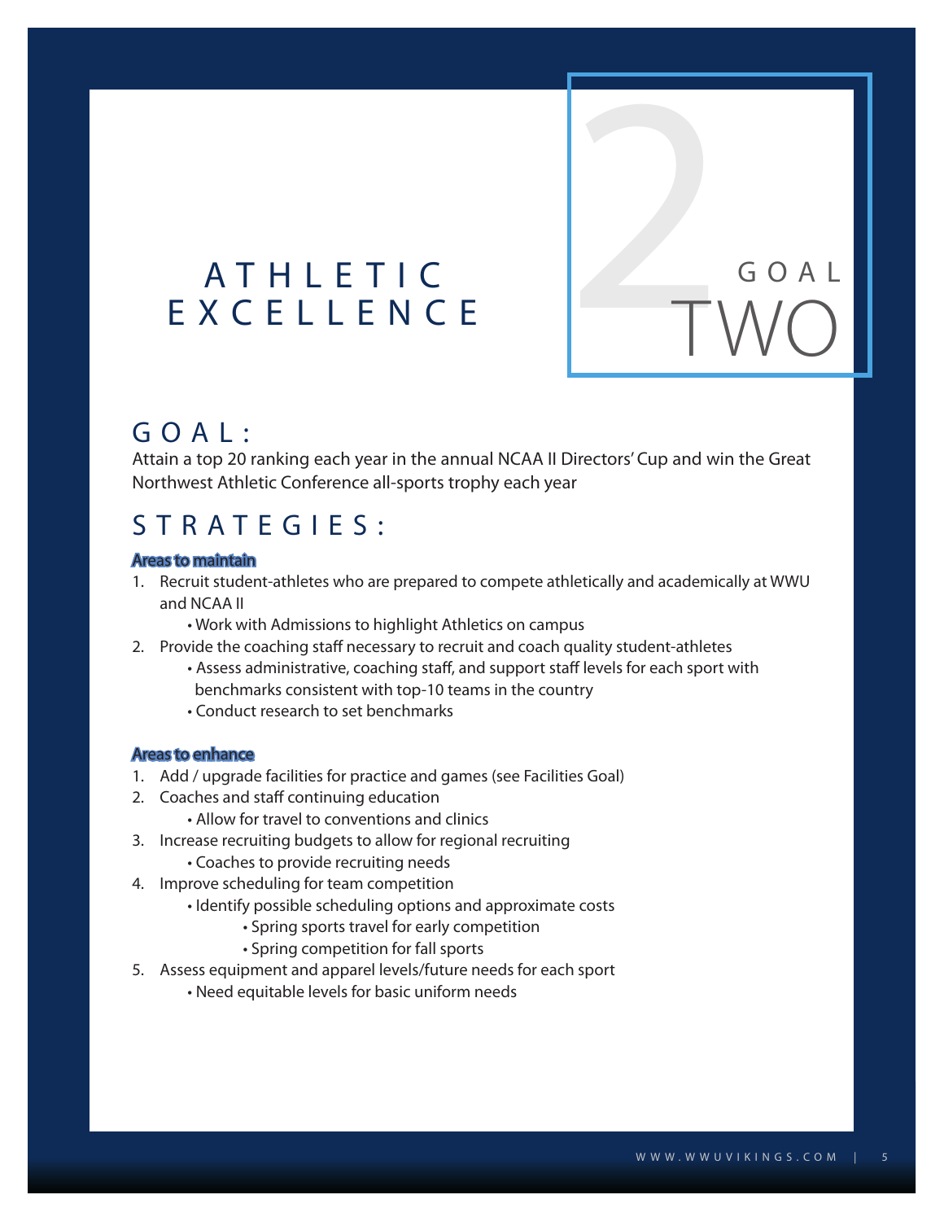# ATHLETIC EXCELLENCE

GOAL TWO

## GOAL:

Attain a top 20 ranking each year in the annual NCAA II Directors' Cup and win the Great Northwest Athletic Conference all-sports trophy each year

## STRATEGIES:

### Areas to maintain

1. Recruit student-athletes who are prepared to compete athletically and academically at WWU and NCAA II
    - Work with Admissions to highlight Athletics on campus
2. Provide the coaching staff necessary to recruit and coach quality student-athletes
    - Assess administrative, coaching staff, and support staff levels for each sport with benchmarks consistent with top-10 teams in the country
    - Conduct research to set benchmarks

### Areas to enhance

1. Add / upgrade facilities for practice and games (see Facilities Goal)
2. Coaches and staff continuing education
    - Allow for travel to conventions and clinics
3. Increase recruiting budgets to allow for regional recruiting
    - Coaches to provide recruiting needs
4. Improve scheduling for team competition
    - Identify possible scheduling options and approximate costs
        - Spring sports travel for early competition
        - Spring competition for fall sports
5. Assess equipment and apparel levels/future needs for each sport
    - Need equitable levels for basic uniform needs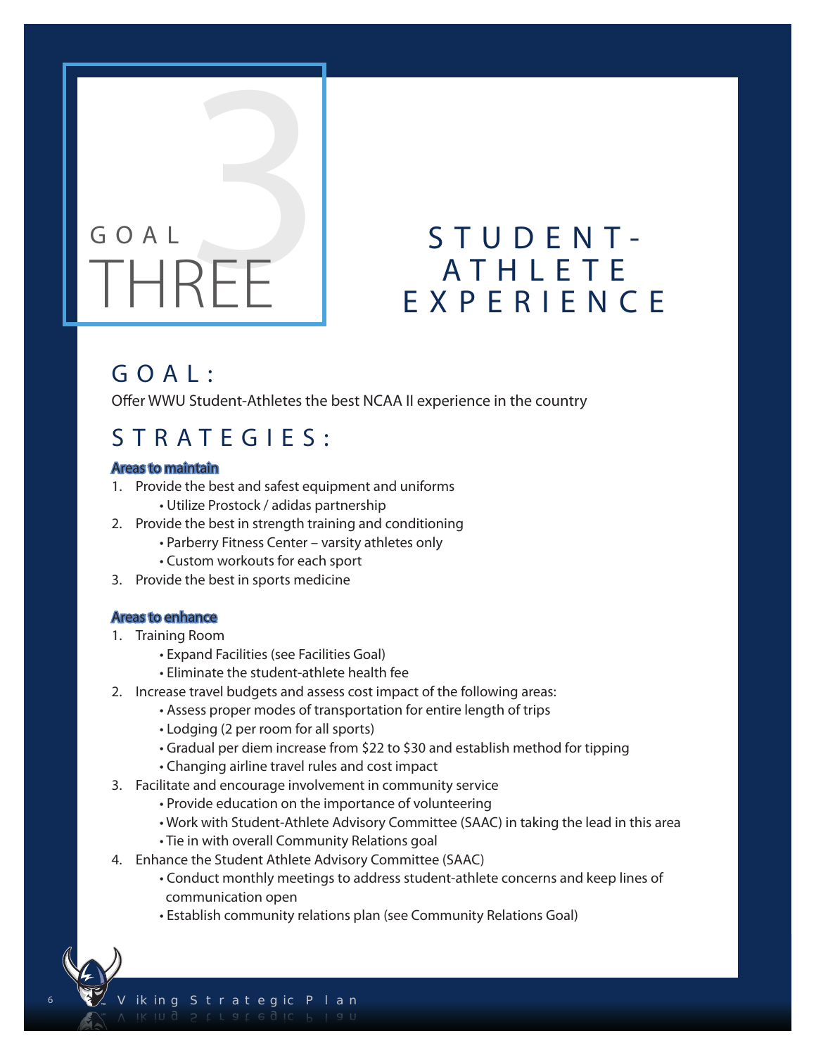# GOAL THREE

# STUDENT-ATHLETE EXPERIENCE

## GOAL:

Offer WWU Student-Athletes the best NCAA II experience in the country

## STRATEGIES:

**Areas to maintain**

1. Provide the best and safest equipment and uniforms
   - Utilize Prostock / adidas partnership
2. Provide the best in strength training and conditioning
   - Parberry Fitness Center – varsity athletes only
   - Custom workouts for each sport
3. Provide the best in sports medicine

**Areas to enhance**

1. Training Room
   - Expand Facilities (see Facilities Goal)
   - Eliminate the student-athlete health fee
2. Increase travel budgets and assess cost impact of the following areas:
   - Assess proper modes of transportation for entire length of trips
   - Lodging (2 per room for all sports)
   - Gradual per diem increase from $22 to $30 and establish method for tipping
   - Changing airline travel rules and cost impact
3. Facilitate and encourage involvement in community service
   - Provide education on the importance of volunteering
   - Work with Student-Athlete Advisory Committee (SAAC) in taking the lead in this area
   - Tie in with overall Community Relations goal
4. Enhance the Student Athlete Advisory Committee (SAAC)
   - Conduct monthly meetings to address student-athlete concerns and keep lines of communication open
   - Establish community relations plan (see Community Relations Goal)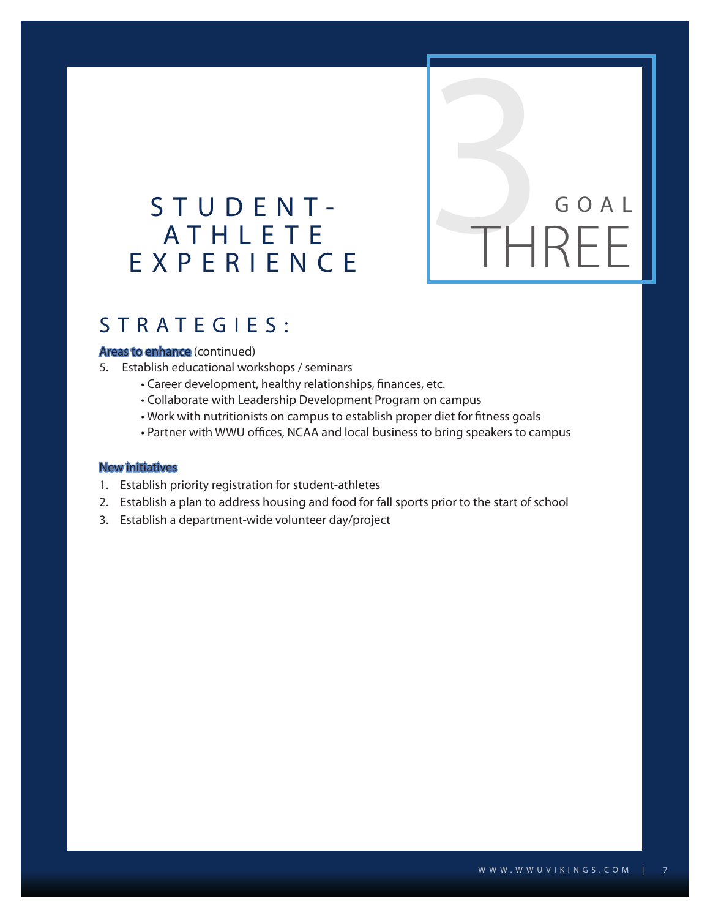# STUDENT-ATHLETE EXPERIENCE

GOAL THREE

## STRATEGIES:

**Areas to enhance** (continued)

5. Establish educational workshops / seminars
   - Career development, healthy relationships, finances, etc.
   - Collaborate with Leadership Development Program on campus
   - Work with nutritionists on campus to establish proper diet for fitness goals
   - Partner with WWU offices, NCAA and local business to bring speakers to campus

**New initiatives**

1. Establish priority registration for student-athletes
2. Establish a plan to address housing and food for fall sports prior to the start of school
3. Establish a department-wide volunteer day/project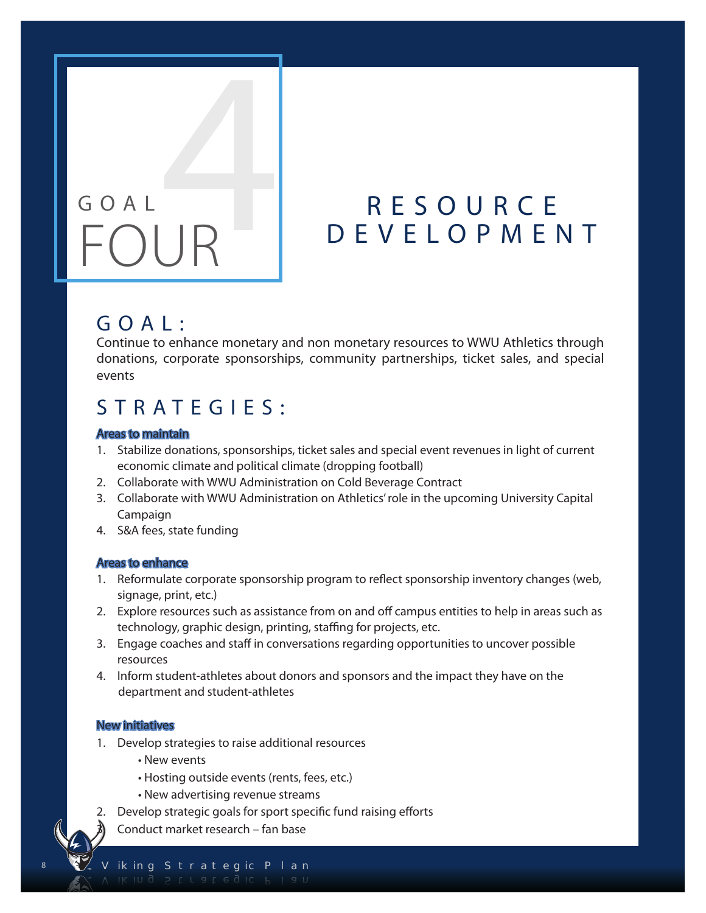# GOAL FOUR

# RESOURCE DEVELOPMENT

## GOAL:

Continue to enhance monetary and non monetary resources to WWU Athletics through donations, corporate sponsorships, community partnerships, ticket sales, and special events

## STRATEGIES:

### Areas to maintain

1. Stabilize donations, sponsorships, ticket sales and special event revenues in light of current economic climate and political climate (dropping football)
2. Collaborate with WWU Administration on Cold Beverage Contract
3. Collaborate with WWU Administration on Athletics' role in the upcoming University Capital Campaign
4. S&A fees, state funding

### Areas to enhance

1. Reformulate corporate sponsorship program to reflect sponsorship inventory changes (web, signage, print, etc.)
2. Explore resources such as assistance from on and off campus entities to help in areas such as technology, graphic design, printing, staffing for projects, etc.
3. Engage coaches and staff in conversations regarding opportunities to uncover possible resources
4. Inform student-athletes about donors and sponsors and the impact they have on the department and student-athletes

### New initiatives

1. Develop strategies to raise additional resources
   - New events
   - Hosting outside events (rents, fees, etc.)
   - New advertising revenue streams
2. Develop strategic goals for sport specific fund raising efforts
3. Conduct market research – fan base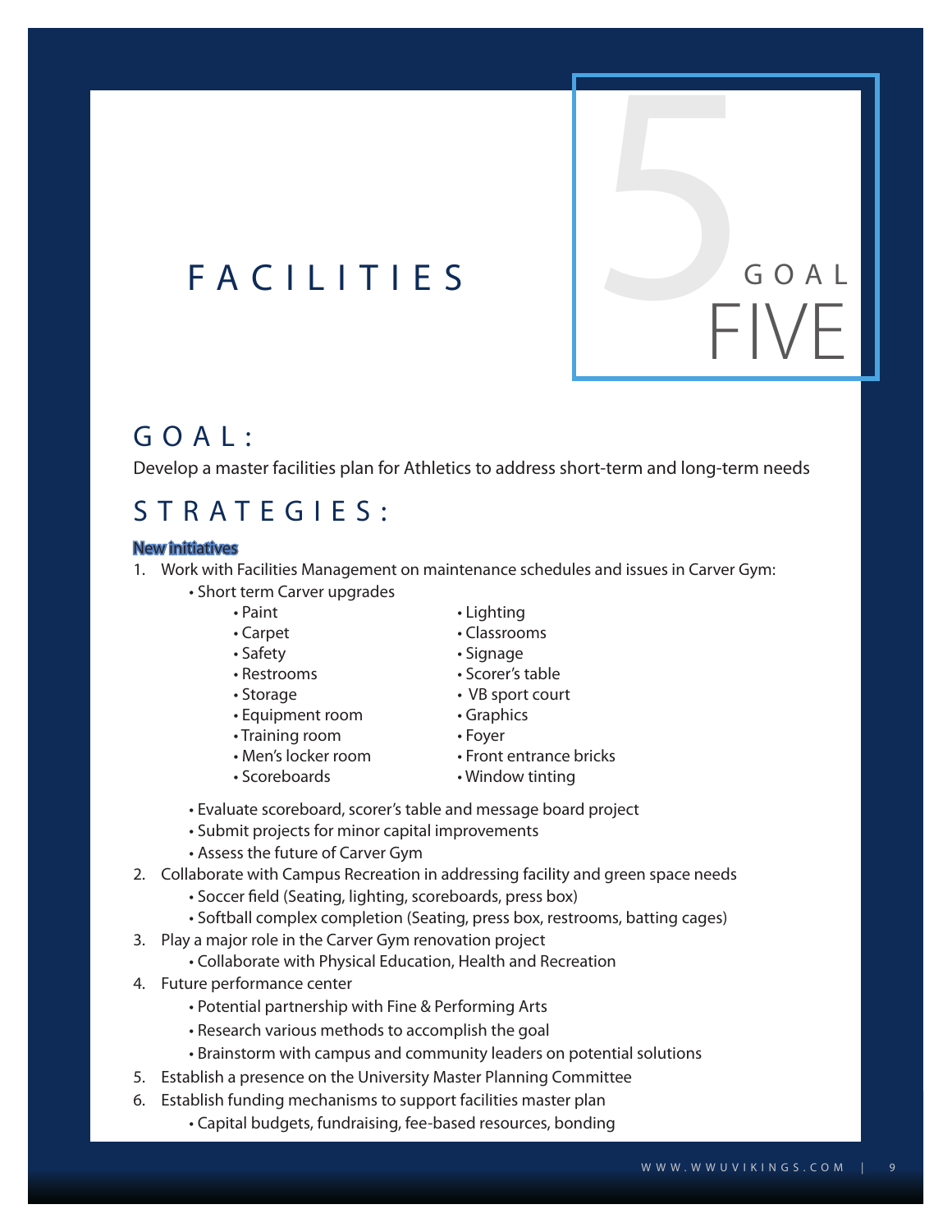# FACILITIES

## GOAL FIVE

## GOAL:

Develop a master facilities plan for Athletics to address short-term and long-term needs

## STRATEGIES:

**New initiatives**

1. Work with Facilities Management on maintenance schedules and issues in Carver Gym:
   - Short term Carver upgrades
     - Paint
     - Carpet
     - Safety
     - Restrooms
     - Storage
     - Equipment room
     - Training room
     - Men's locker room
     - Scoreboards
     - Lighting
     - Classrooms
     - Signage
     - Scorer's table
     - VB sport court
     - Graphics
     - Foyer
     - Front entrance bricks
     - Window tinting
   - Evaluate scoreboard, scorer's table and message board project
   - Submit projects for minor capital improvements
   - Assess the future of Carver Gym
2. Collaborate with Campus Recreation in addressing facility and green space needs
   - Soccer field (Seating, lighting, scoreboards, press box)
   - Softball complex completion (Seating, press box, restrooms, batting cages)
3. Play a major role in the Carver Gym renovation project
   - Collaborate with Physical Education, Health and Recreation
4. Future performance center
   - Potential partnership with Fine & Performing Arts
   - Research various methods to accomplish the goal
   - Brainstorm with campus and community leaders on potential solutions
5. Establish a presence on the University Master Planning Committee
6. Establish funding mechanisms to support facilities master plan
   - Capital budgets, fundraising, fee-based resources, bonding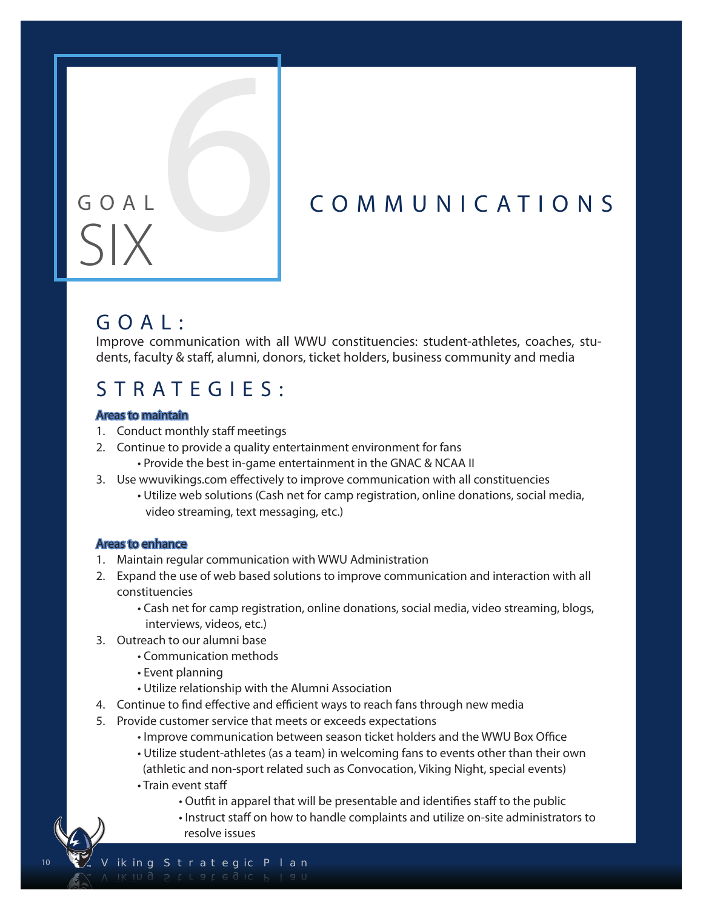# GOAL SIX

# COMMUNICATIONS

## GOAL:

Improve communication with all WWU constituencies: student-athletes, coaches, students, faculty & staff, alumni, donors, ticket holders, business community and media

## STRATEGIES:

**Areas to maintain**

1. Conduct monthly staff meetings
2. Continue to provide a quality entertainment environment for fans
   - Provide the best in-game entertainment in the GNAC & NCAA II
3. Use wwuvikings.com effectively to improve communication with all constituencies
   - Utilize web solutions (Cash net for camp registration, online donations, social media, video streaming, text messaging, etc.)

**Areas to enhance**

1. Maintain regular communication with WWU Administration
2. Expand the use of web based solutions to improve communication and interaction with all constituencies
   - Cash net for camp registration, online donations, social media, video streaming, blogs, interviews, videos, etc.)
3. Outreach to our alumni base
   - Communication methods
   - Event planning
   - Utilize relationship with the Alumni Association
4. Continue to find effective and efficient ways to reach fans through new media
5. Provide customer service that meets or exceeds expectations
   - Improve communication between season ticket holders and the WWU Box Office
   - Utilize student-athletes (as a team) in welcoming fans to events other than their own (athletic and non-sport related such as Convocation, Viking Night, special events)
   - Train event staff
     - Outfit in apparel that will be presentable and identifies staff to the public
     - Instruct staff on how to handle complaints and utilize on-site administrators to resolve issues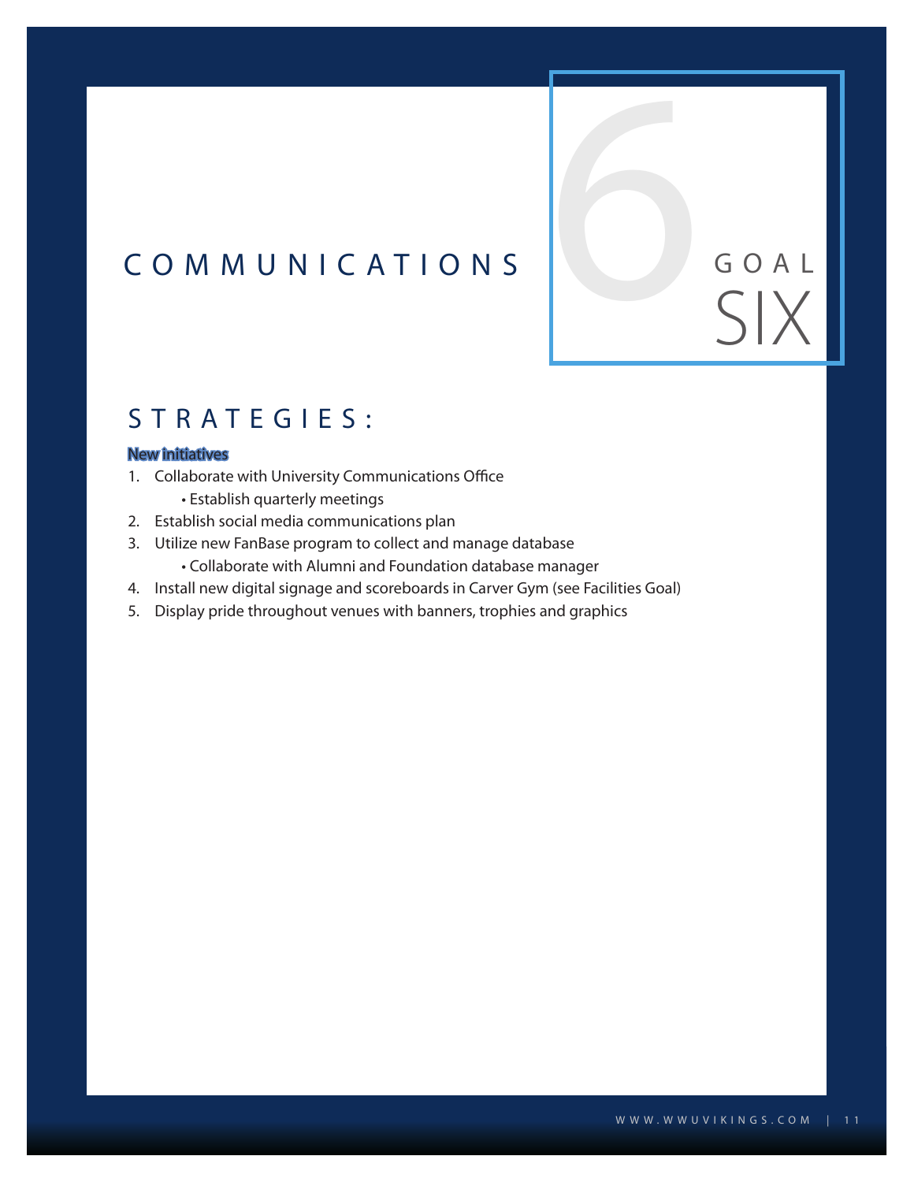# COMMUNICATIONS

GOAL SIX

## STRATEGIES:

**New Initiatives**

1. Collaborate with University Communications Office
    - Establish quarterly meetings
2. Establish social media communications plan
3. Utilize new FanBase program to collect and manage database
    - Collaborate with Alumni and Foundation database manager
4. Install new digital signage and scoreboards in Carver Gym (see Facilities Goal)
5. Display pride throughout venues with banners, trophies and graphics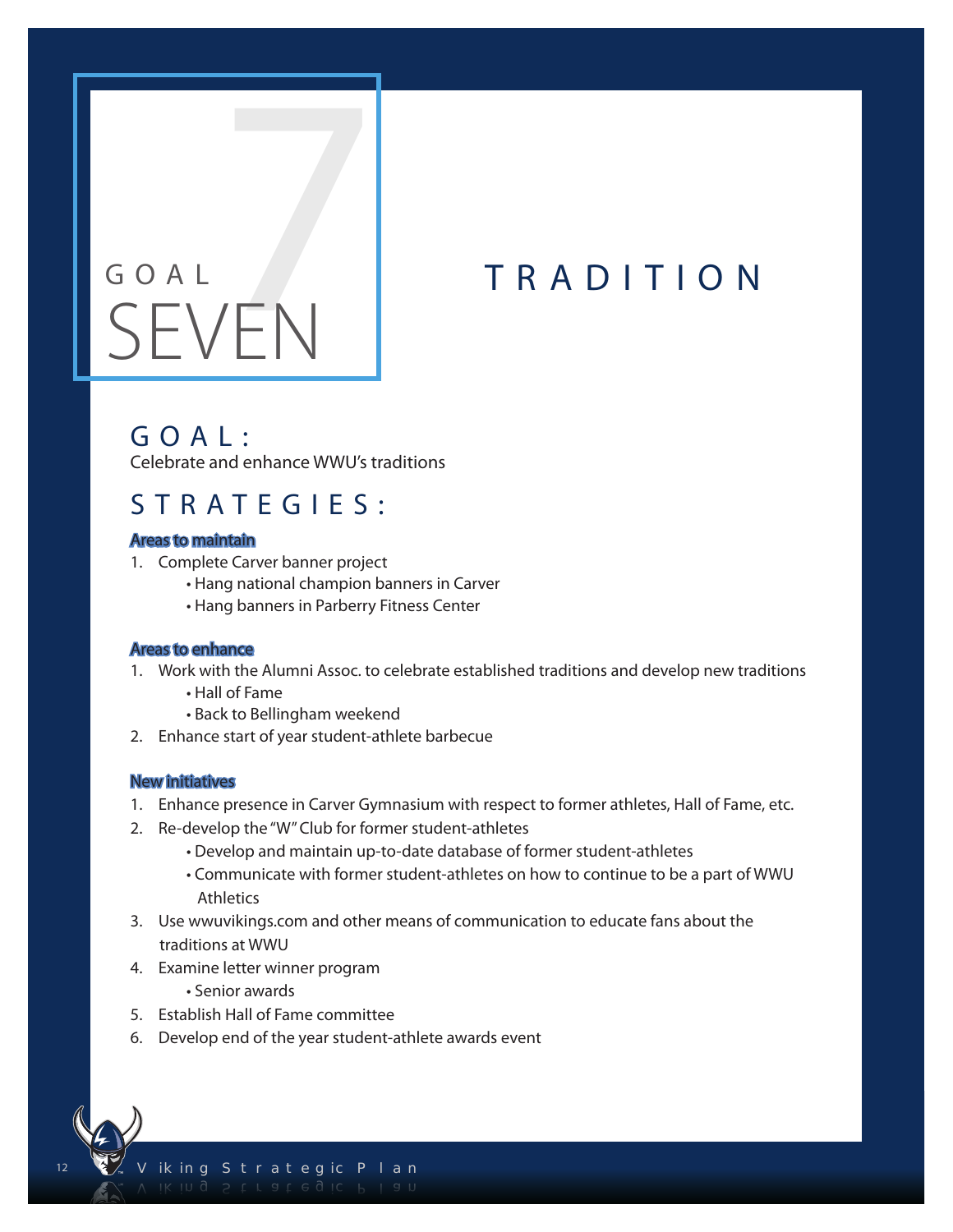# GOAL SEVEN

# TRADITION

## GOAL:

Celebrate and enhance WWU's traditions

## STRATEGIES:

**Areas to maintain**

1. Complete Carver banner project
   - Hang national champion banners in Carver
   - Hang banners in Parberry Fitness Center

**Areas to enhance**

1. Work with the Alumni Assoc. to celebrate established traditions and develop new traditions
   - Hall of Fame
   - Back to Bellingham weekend
2. Enhance start of year student-athlete barbecue

**New initiatives**

1. Enhance presence in Carver Gymnasium with respect to former athletes, Hall of Fame, etc.
2. Re-develop the "W" Club for former student-athletes
   - Develop and maintain up-to-date database of former student-athletes
   - Communicate with former student-athletes on how to continue to be a part of WWU Athletics
3. Use wwuvikings.com and other means of communication to educate fans about the traditions at WWU
4. Examine letter winner program
   - Senior awards
5. Establish Hall of Fame committee
6. Develop end of the year student-athlete awards event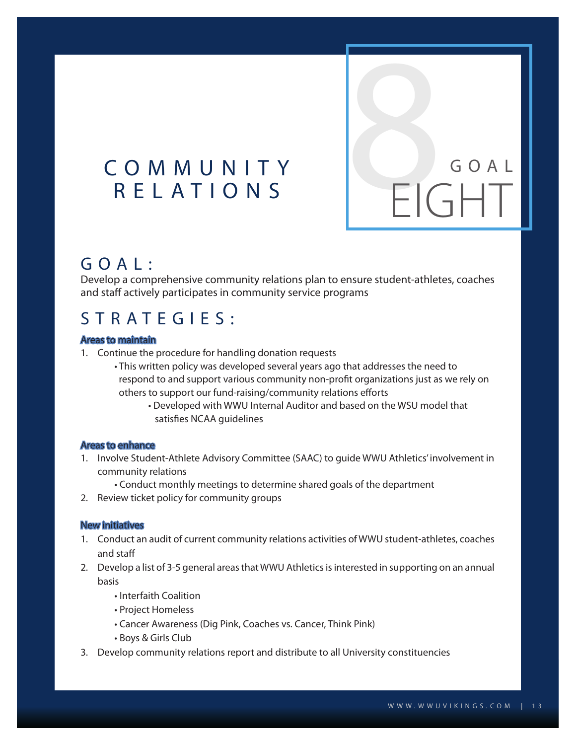# COMMUNITY RELATIONS

## GOAL EIGHT

## GOAL:

Develop a comprehensive community relations plan to ensure student-athletes, coaches and staff actively participates in community service programs

## STRATEGIES:

### Areas to maintain

1. Continue the procedure for handling donation requests
   - This written policy was developed several years ago that addresses the need to respond to and support various community non-profit organizations just as we rely on others to support our fund-raising/community relations efforts
     - Developed with WWU Internal Auditor and based on the WSU model that satisfies NCAA guidelines

### Areas to enhance

1. Involve Student-Athlete Advisory Committee (SAAC) to guide WWU Athletics' involvement in community relations
   - Conduct monthly meetings to determine shared goals of the department
2. Review ticket policy for community groups

### New initiatives

1. Conduct an audit of current community relations activities of WWU student-athletes, coaches and staff
2. Develop a list of 3-5 general areas that WWU Athletics is interested in supporting on an annual basis
   - Interfaith Coalition
   - Project Homeless
   - Cancer Awareness (Dig Pink, Coaches vs. Cancer, Think Pink)
   - Boys & Girls Club
3. Develop community relations report and distribute to all University constituencies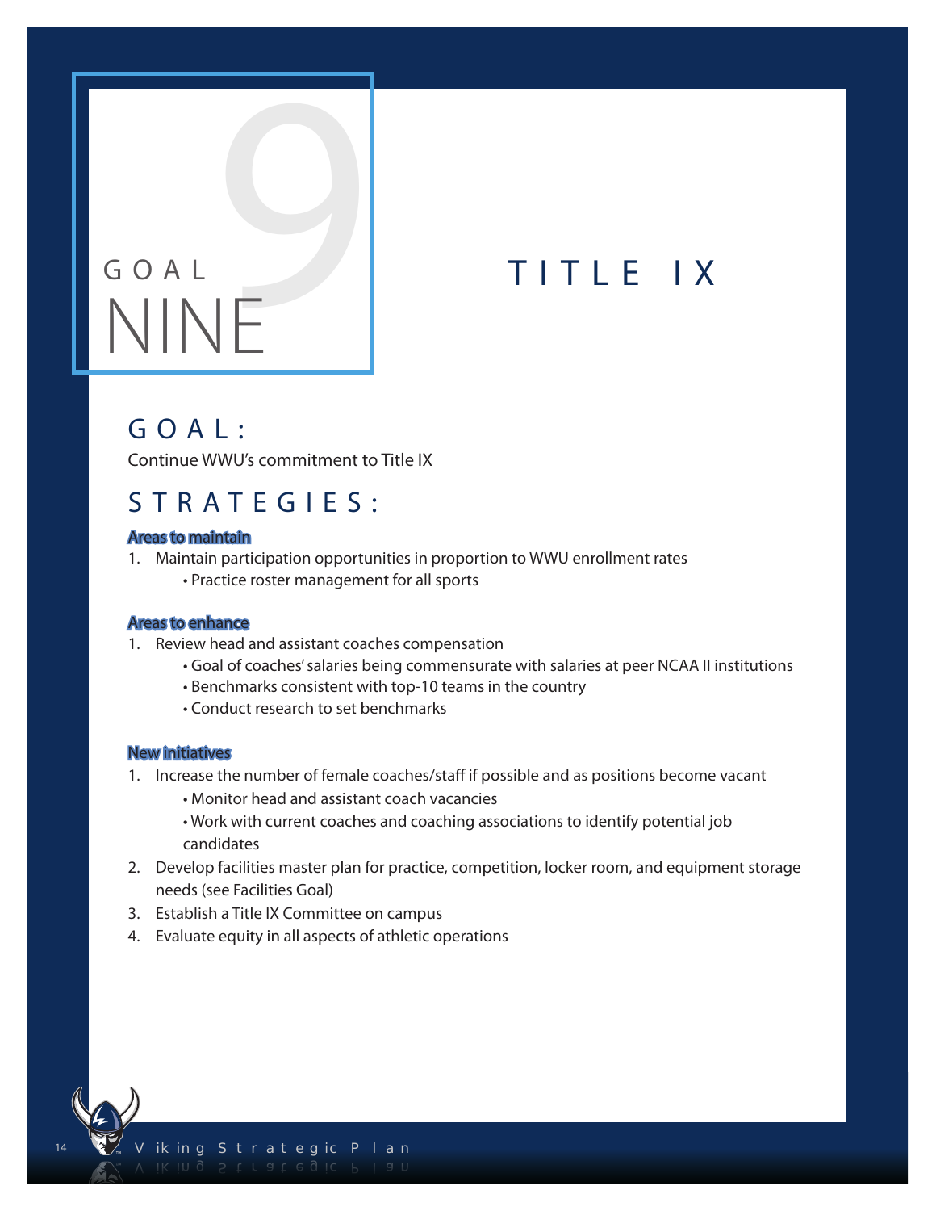# GOAL NINE

# TITLE IX

## GOAL:

Continue WWU's commitment to Title IX

## STRATEGIES:

### Areas to maintain

1. Maintain participation opportunities in proportion to WWU enrollment rates
   - Practice roster management for all sports

### Areas to enhance

1. Review head and assistant coaches compensation
   - Goal of coaches' salaries being commensurate with salaries at peer NCAA II institutions
   - Benchmarks consistent with top-10 teams in the country
   - Conduct research to set benchmarks

### New initiatives

1. Increase the number of female coaches/staff if possible and as positions become vacant
   - Monitor head and assistant coach vacancies
   - Work with current coaches and coaching associations to identify potential job candidates
2. Develop facilities master plan for practice, competition, locker room, and equipment storage needs (see Facilities Goal)
3. Establish a Title IX Committee on campus
4. Evaluate equity in all aspects of athletic operations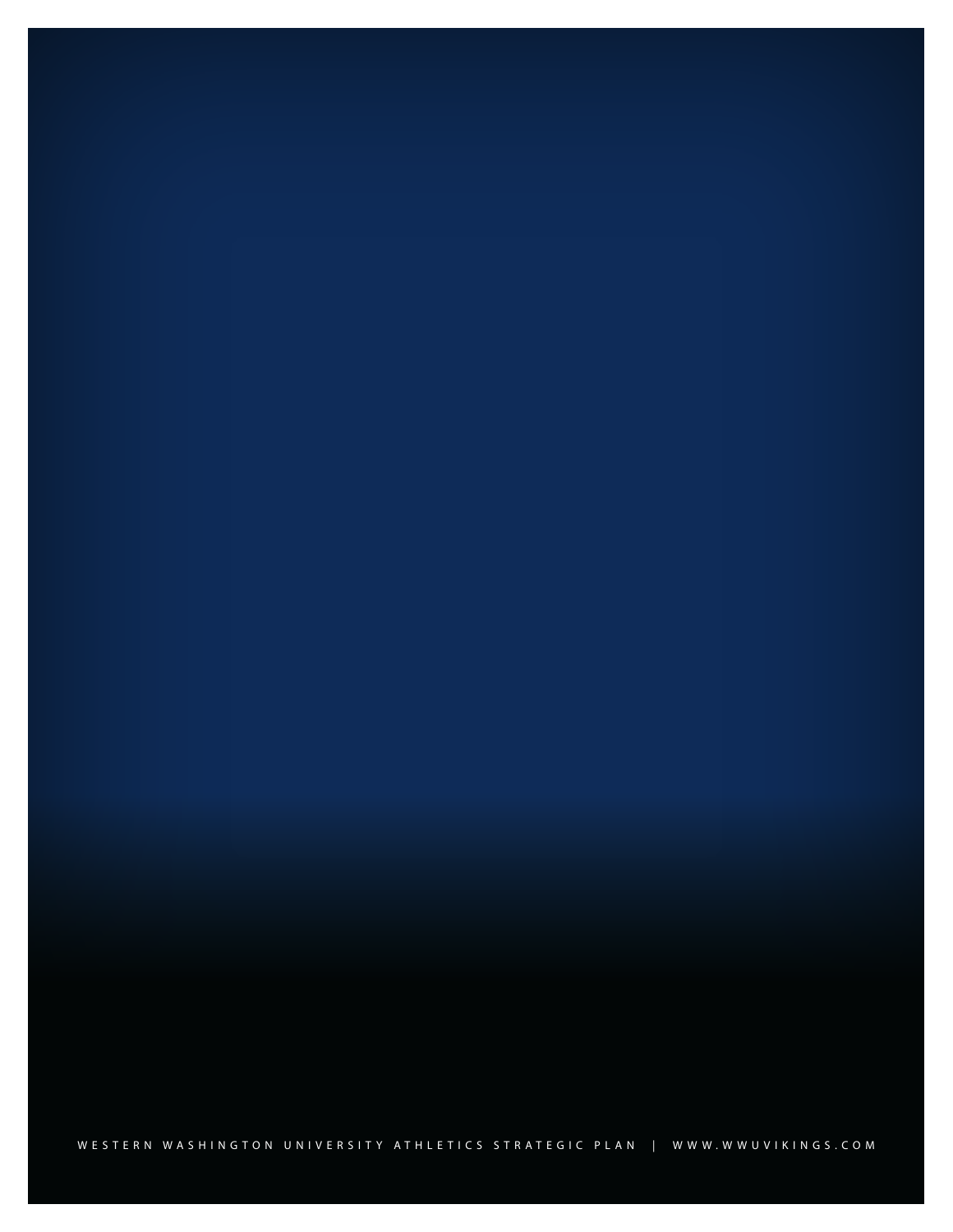WESTERN WASHINGTON UNIVERSITY ATHLETICS STRATEGIC PLAN | WWW.WWUVIKINGS.COM